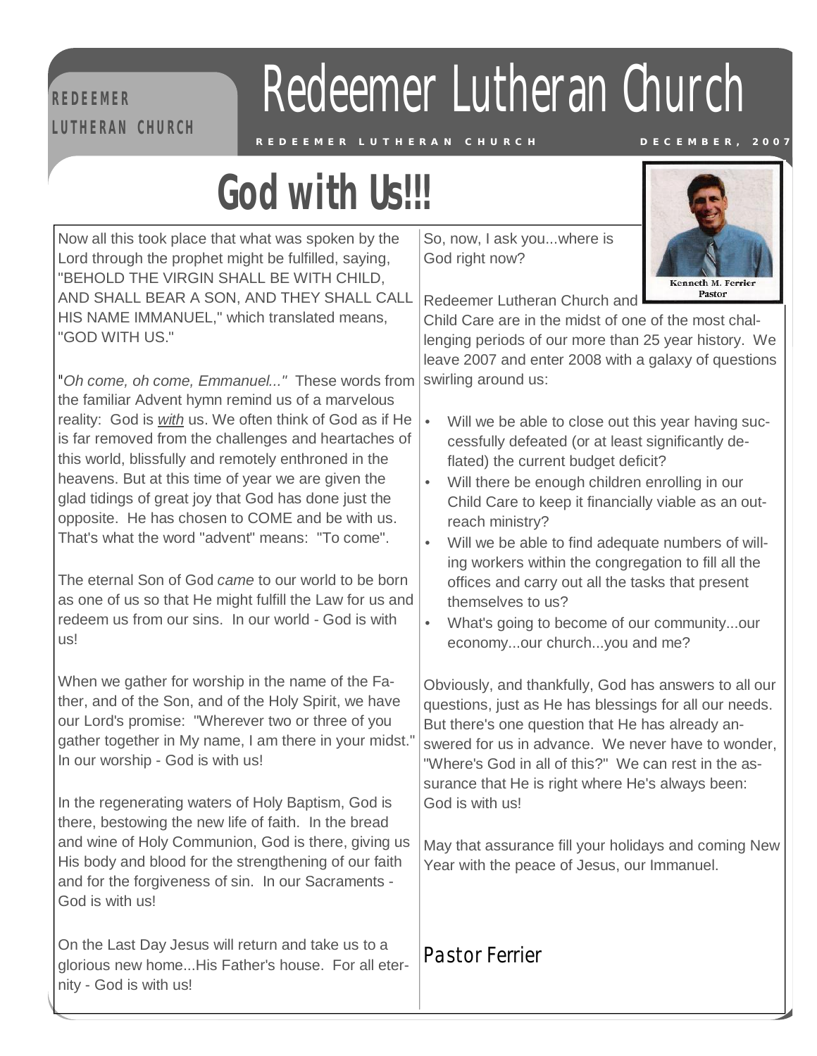# Redeemer Lutheran Church

REDEEMER LUTHERAN CHURCH — DECEMBER, 2007

## God with Us!!!

Now all this took place that what was spoken by the Lord through the prophet might be fulfilled, saying, "BEHOLD THE VIRGIN SHALL BE WITH CHILD, AND SHALL BEAR A SON, AND THEY SHALL CALL HIS NAME IMMANUEL," which translated means, "GOD WITH US."

"*Oh come, oh come, Emmanuel...*" These words from the familiar Advent hymn remind us of a marvelous reality: God is *with* us. We often think of God as if He is far removed from the challenges and heartaches of this world, blissfully and remotely enthroned in the heavens. But at this time of year we are given the glad tidings of great joy that God has done just the opposite. He has chosen to COME and be with us. That's what the word "advent" means: "To come".

The eternal Son of God *came* to our world to be born as one of us so that He might fulfill the Law for us and redeem us from our sins. In our world - God is with us!

When we gather for worship in the name of the Father, and of the Son, and of the Holy Spirit, we have our Lord's promise: "Wherever two or three of you gather together in My name, I am there in your midst." In our worship - God is with us!

In the regenerating waters of Holy Baptism, God is there, bestowing the new life of faith. In the bread and wine of Holy Communion, God is there, giving us His body and blood for the strengthening of our faith and for the forgiveness of sin. In our Sacraments - God is with us!

On the Last Day Jesus will return and take us to a glorious new home...His Father's house. For all eternity - God is with us!

So, now, I ask you...where is God right now?

Kenneth M. Ferrier
Pastor

Redeemer Lutheran Church and Child Care are in the midst of one of the most challenging periods of our more than 25 year history. We leave 2007 and enter 2008 with a galaxy of questions swirling around us:

- Will we be able to close out this year having successfully defeated (or at least significantly deflated) the current budget deficit?
- Will there be enough children enrolling in our Child Care to keep it financially viable as an outreach ministry?
- Will we be able to find adequate numbers of willing workers within the congregation to fill all the offices and carry out all the tasks that present themselves to us?
- What's going to become of our community...our economy...our church...you and me?

Obviously, and thankfully, God has answers to all our questions, just as He has blessings for all our needs. But there's one question that He has already answered for us in advance. We never have to wonder, "Where's God in all of this?" We can rest in the assurance that He is right where He's always been: God is with us!

May that assurance fill your holidays and coming New Year with the peace of Jesus, our Immanuel.

Pastor Ferrier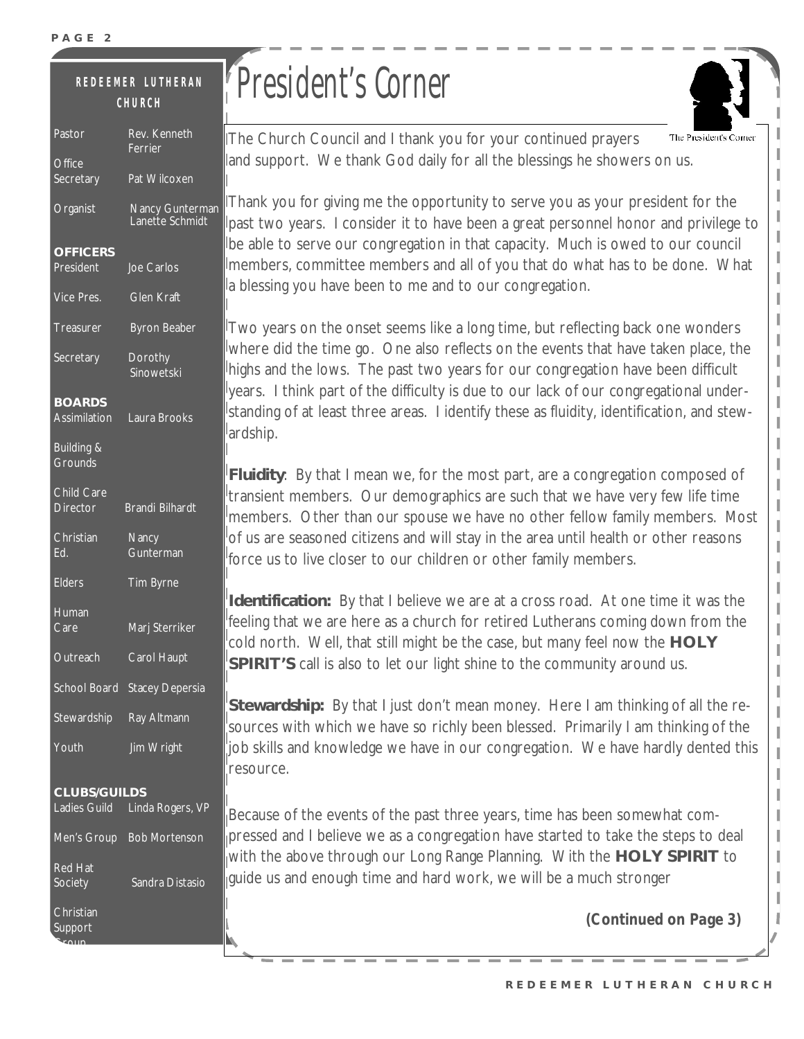## REDEEMER LUTHERAN CHURCH

| | |
|---|---|
| Pastor | Rev. Kenneth Ferrier |
| Office Secretary | Pat Wilcoxen |
| Organist | Nancy Gunterman<br>Lanette Schmidt |

**OFFICERS**

| | |
|---|---|
| President | Joe Carlos |
| Vice Pres. | Glen Kraft |
| Treasurer | Byron Beaber |
| Secretary | Dorothy Sinowetski |

**BOARDS**

| | |
|---|---|
| Assimilation | Laura Brooks |
| Building & Grounds | |
| Child Care Director | Brandi Bilhardt |
| Christian Ed. | Nancy Gunterman |
| Elders | Tim Byrne |
| Human Care | Marj Sterriker |
| Outreach | Carol Haupt |
| School Board | Stacey Depersia |
| Stewardship | Ray Altmann |
| Youth | Jim Wright |

**CLUBS/GUILDS**

| | |
|---|---|
| Ladies Guild | Linda Rogers, VP |
| Men's Group | Bob Mortenson |
| Red Hat Society | Sandra Distasio |
| Christian Support Group | |

# President's Corner

The President's Corner

The Church Council and I thank you for your continued prayers and support. We thank God daily for all the blessings he showers on us.

Thank you for giving me the opportunity to serve you as your president for the past two years. I consider it to have been a great personnel honor and privilege to be able to serve our congregation in that capacity. Much is owed to our council members, committee members and all of you that do what has to be done. What a blessing you have been to me and to our congregation.

Two years on the onset seems like a long time, but reflecting back one wonders where did the time go. One also reflects on the events that have taken place, the highs and the lows. The past two years for our congregation have been difficult years. I think part of the difficulty is due to our lack of our congregational understanding of at least three areas. I identify these as fluidity, identification, and stewardship.

**Fluidity**: By that I mean we, for the most part, are a congregation composed of transient members. Our demographics are such that we have very few life time members. Other than our spouse we have no other fellow family members. Most of us are seasoned citizens and will stay in the area until health or other reasons force us to live closer to our children or other family members.

**Identification:** By that I believe we are at a cross road. At one time it was the feeling that we are here as a church for retired Lutherans coming down from the cold north. Well, that still might be the case, but many feel now the **HOLY SPIRIT'S** call is also to let our light shine to the community around us.

**Stewardship:** By that I just don't mean money. Here I am thinking of all the resources with which we have so richly been blessed. Primarily I am thinking of the job skills and knowledge we have in our congregation. We have hardly dented this resource.

Because of the events of the past three years, time has been somewhat compressed and I believe we as a congregation have started to take the steps to deal with the above through our Long Range Planning. With the **HOLY SPIRIT** to guide us and enough time and hard work, we will be a much stronger

***(Continued on Page 3)***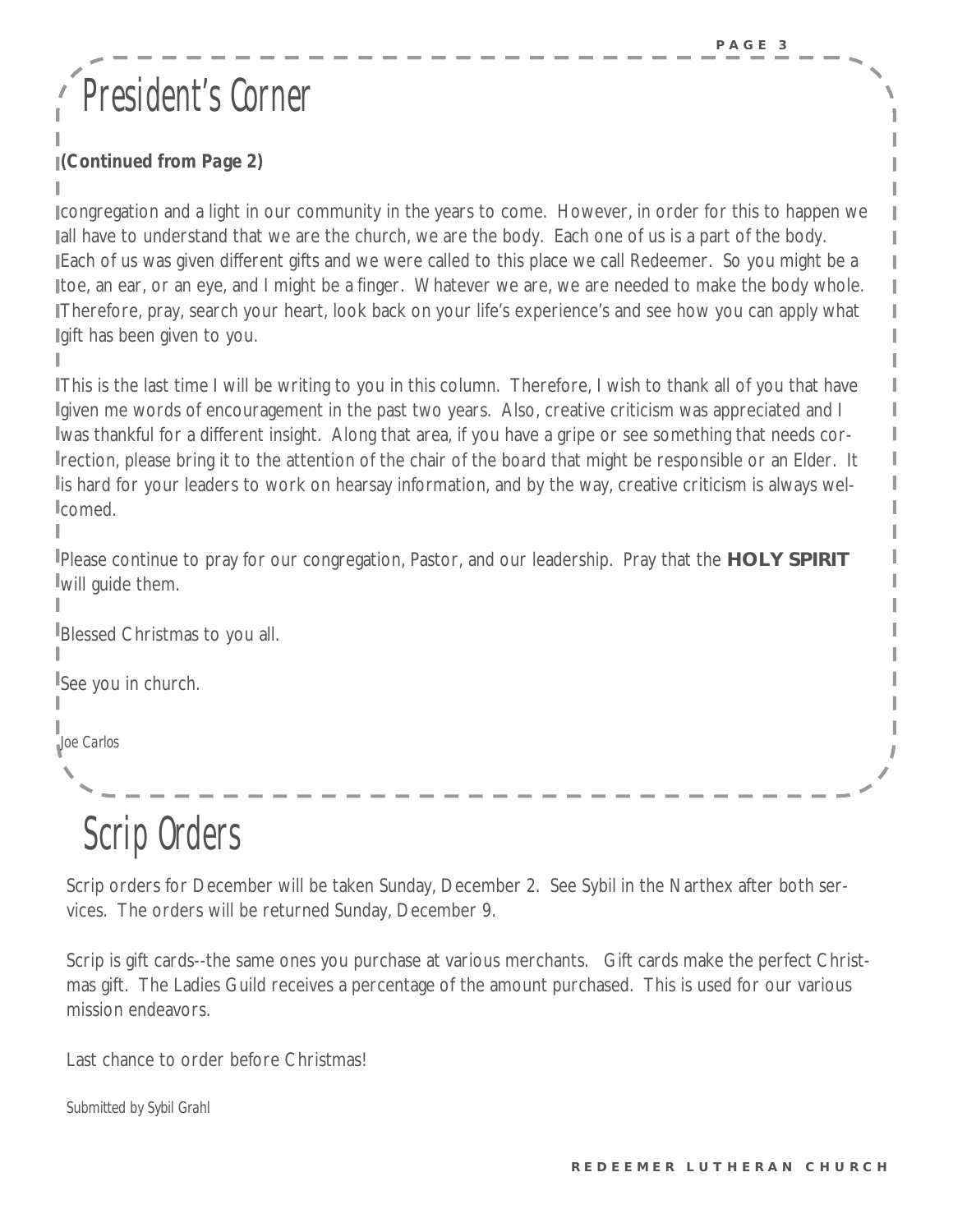# President's Corner

***(Continued from Page 2)***

congregation and a light in our community in the years to come. However, in order for this to happen we all have to understand that we are the church, we are the body. Each one of us is a part of the body. Each of us was given different gifts and we were called to this place we call Redeemer. So you might be a toe, an ear, or an eye, and I might be a finger. Whatever we are, we are needed to make the body whole. Therefore, pray, search your heart, look back on your life's experience's and see how you can apply what gift has been given to you.

This is the last time I will be writing to you in this column. Therefore, I wish to thank all of you that have given me words of encouragement in the past two years. Also, creative criticism was appreciated and I was thankful for a different insight. Along that area, if you have a gripe or see something that needs correction, please bring it to the attention of the chair of the board that might be responsible or an Elder. It is hard for your leaders to work on hearsay information, and by the way, creative criticism is always welcomed.

Please continue to pray for our congregation, Pastor, and our leadership. Pray that the **HOLY SPIRIT** will guide them.

Blessed Christmas to you all.

See you in church.

*Joe Carlos*

# Scrip Orders

Scrip orders for December will be taken Sunday, December 2. See Sybil in the Narthex after both services. The orders will be returned Sunday, December 9.

Scrip is gift cards--the same ones you purchase at various merchants. Gift cards make the perfect Christmas gift. The Ladies Guild receives a percentage of the amount purchased. This is used for our various mission endeavors.

Last chance to order before Christmas!

*Submitted by Sybil Grahl*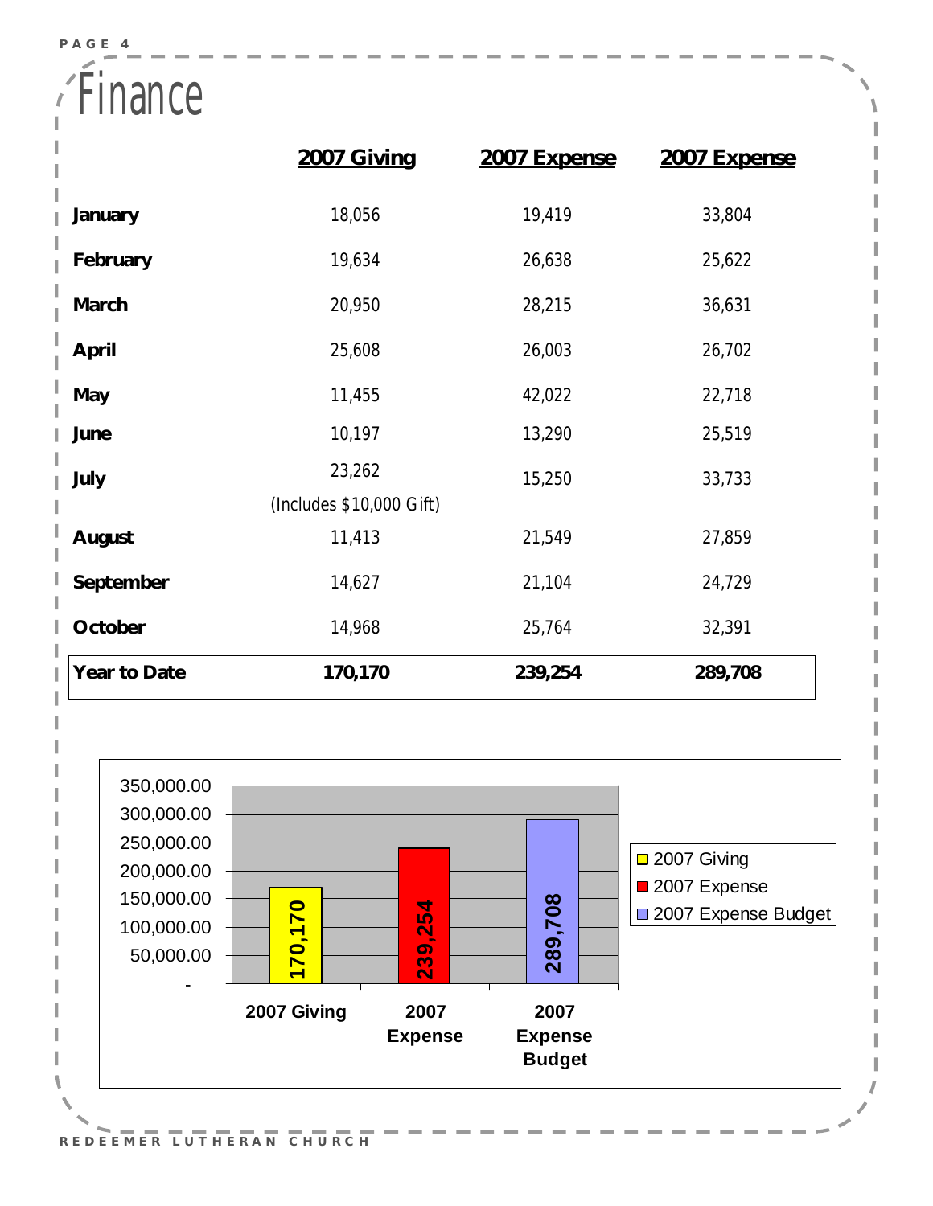# Finance

| | 2007 Giving | 2007 Expense | 2007 Expense |
|---|---|---|---|
| **January** | 18,056 | 19,419 | 33,804 |
| **February** | 19,634 | 26,638 | 25,622 |
| **March** | 20,950 | 28,215 | 36,631 |
| **April** | 25,608 | 26,003 | 26,702 |
| **May** | 11,455 | 42,022 | 22,718 |
| **June** | 10,197 | 13,290 | 25,519 |
| **July** | 23,262 (Includes $10,000 Gift) | 15,250 | 33,733 |
| **August** | 11,413 | 21,549 | 27,859 |
| **September** | 14,627 | 21,104 | 24,729 |
| **October** | 14,968 | 25,764 | 32,391 |
| **Year to Date** | **170,170** | **239,254** | **289,708** |

| | Value |
|---|---|
| 2007 Giving | 170,170 |
| 2007 Expense | 239,254 |
| 2007 Expense Budget | 289,708 |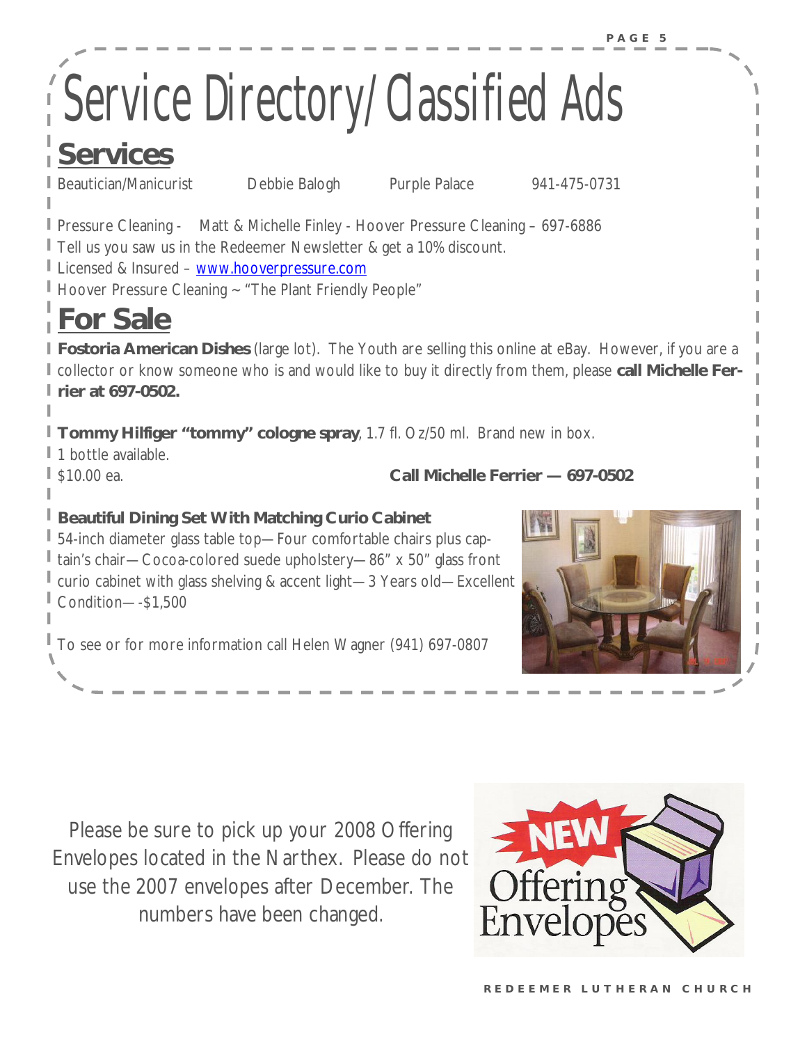# Service Directory/Classified Ads

## Services

Beautician/Manicurist Debbie Balogh Purple Palace 941-475-0731

Pressure Cleaning - Matt & Michelle Finley - Hoover Pressure Cleaning – 697-6886
Tell us you saw us in the Redeemer Newsletter & get a 10% discount.
Licensed & Insured – www.hooverpressure.com
Hoover Pressure Cleaning ~ "The Plant Friendly People"

## For Sale

**Fostoria American Dishes** (large lot). The Youth are selling this online at eBay. However, if you are a collector or know someone who is and would like to buy it directly from them, please **call Michelle Ferrier at 697-0502.**

**Tommy Hilfiger "tommy" cologne spray**, 1.7 fl. Oz/50 ml. Brand new in box.
1 bottle available.
$10.00 ea. **Call Michelle Ferrier — 697-0502**

**Beautiful Dining Set With Matching Curio Cabinet**
54-inch diameter glass table top—Four comfortable chairs plus captain's chair—Cocoa-colored suede upholstery—86" x 50" glass front curio cabinet with glass shelving & accent light—3 Years old—Excellent Condition—-$1,500

To see or for more information call Helen Wagner (941) 697-0807

Please be sure to pick up your 2008 Offering Envelopes located in the Narthex. Please do not use the 2007 envelopes after December. The numbers have been changed.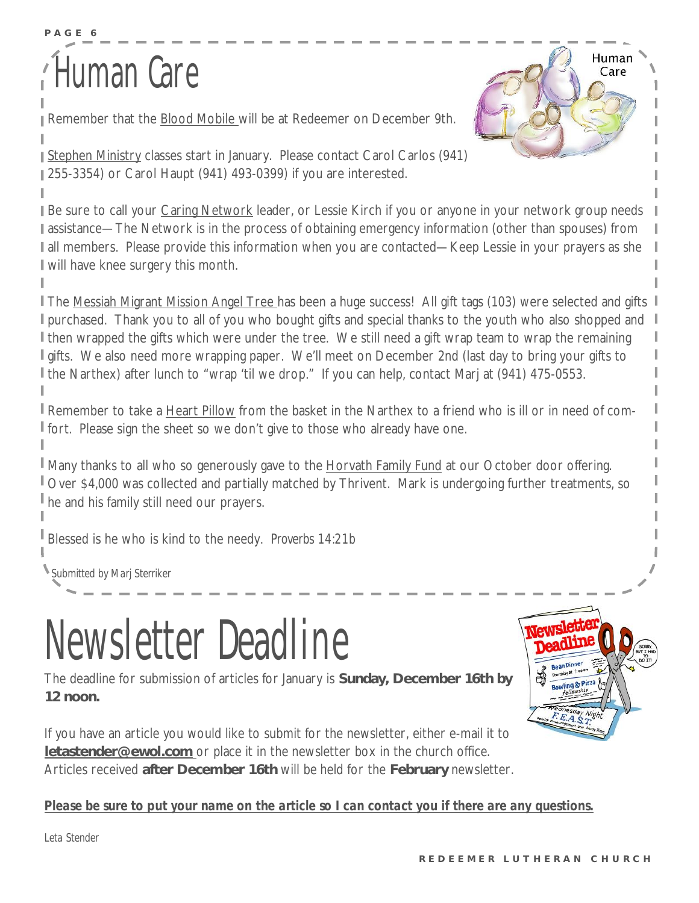# Human Care

Remember that the Blood Mobile will be at Redeemer on December 9th.

Stephen Ministry classes start in January. Please contact Carol Carlos (941) 255-3354) or Carol Haupt (941) 493-0399) if you are interested.

Be sure to call your Caring Network leader, or Lessie Kirch if you or anyone in your network group needs assistance—The Network is in the process of obtaining emergency information (other than spouses) from all members. Please provide this information when you are contacted—Keep Lessie in your prayers as she will have knee surgery this month.

The Messiah Migrant Mission Angel Tree has been a huge success! All gift tags (103) were selected and gifts purchased. Thank you to all of you who bought gifts and special thanks to the youth who also shopped and then wrapped the gifts which were under the tree. We still need a gift wrap team to wrap the remaining gifts. We also need more wrapping paper. We'll meet on December 2nd (last day to bring your gifts to the Narthex) after lunch to "wrap 'til we drop." If you can help, contact Marj at (941) 475-0553.

Remember to take a Heart Pillow from the basket in the Narthex to a friend who is ill or in need of comfort. Please sign the sheet so we don't give to those who already have one.

Many thanks to all who so generously gave to the Horvath Family Fund at our October door offering. Over $4,000 was collected and partially matched by Thrivent. Mark is undergoing further treatments, so he and his family still need our prayers.

Blessed is he who is kind to the needy. *Proverbs 14:21b*

*Submitted by Marj Sterriker*

# Newsletter Deadline

The deadline for submission of articles for January is **Sunday, December 16th by 12 noon.**

If you have an article you would like to submit for the newsletter, either e-mail it to **letastender@ewol.com** or place it in the newsletter box in the church office. Articles received **after December 16th** will be held for the **February** newsletter.

***Please be sure to put your name on the article so I can contact you if there are any questions.***

*Leta Stender*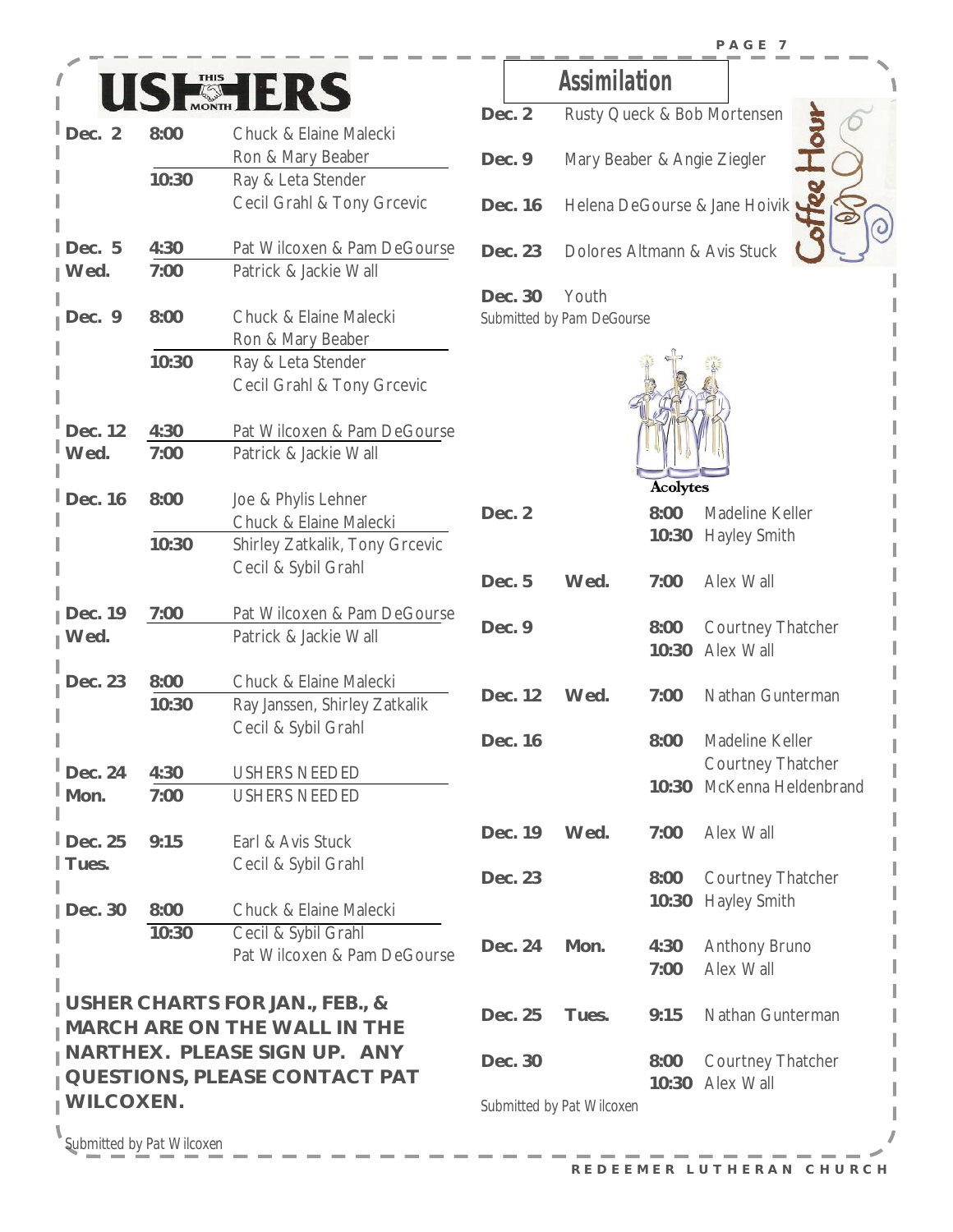# USHERS THIS MONTH

| Date | Time | Ushers |
|---|---|---|
| Dec. 2 | 8:00 | Chuck & Elaine Malecki<br>Ron & Mary Beaber |
| | 10:30 | Ray & Leta Stender<br>Cecil Grahl & Tony Grcevic |
| Dec. 5 Wed. | 4:30 | Pat Wilcoxen & Pam DeGourse |
| | 7:00 | Patrick & Jackie Wall |
| Dec. 9 | 8:00 | Chuck & Elaine Malecki<br>Ron & Mary Beaber |
| | 10:30 | Ray & Leta Stender<br>Cecil Grahl & Tony Grcevic |
| Dec. 12 Wed. | 4:30 | Pat Wilcoxen & Pam DeGourse |
| | 7:00 | Patrick & Jackie Wall |
| Dec. 16 | 8:00 | Joe & Phylis Lehner<br>Chuck & Elaine Malecki |
| | 10:30 | Shirley Zatkalik, Tony Grcevic<br>Cecil & Sybil Grahl |
| Dec. 19 Wed. | 7:00 | Pat Wilcoxen & Pam DeGourse<br>Patrick & Jackie Wall |
| Dec. 23 | 8:00 | Chuck & Elaine Malecki |
| | 10:30 | Ray Janssen, Shirley Zatkalik<br>Cecil & Sybil Grahl |
| Dec. 24 Mon. | 4:30 | USHERS NEEDED |
| | 7:00 | USHERS NEEDED |
| Dec. 25 Tues. | 9:15 | Earl & Avis Stuck<br>Cecil & Sybil Grahl |
| Dec. 30 | 8:00 | Chuck & Elaine Malecki |
| | 10:30 | Cecil & Sybil Grahl<br>Pat Wilcoxen & Pam DeGourse |

**USHER CHARTS FOR JAN., FEB., & MARCH ARE ON THE WALL IN THE NARTHEX. PLEASE SIGN UP. ANY QUESTIONS, PLEASE CONTACT PAT WILCOXEN.**

Submitted by Pat Wilcoxen

# Assimilation

## Coffee Hour

| Date | Hosts |
|---|---|
| Dec. 2 | Rusty Queck & Bob Mortensen |
| Dec. 9 | Mary Beaber & Angie Ziegler |
| Dec. 16 | Helena DeGourse & Jane Hoivik |
| Dec. 23 | Dolores Altmann & Avis Stuck |
| Dec. 30 | Youth |

Submitted by Pam DeGourse

## Acolytes

| Date | Day | Time | Acolyte |
|---|---|---|---|
| Dec. 2 | | 8:00 | Madeline Keller |
| | | 10:30 | Hayley Smith |
| Dec. 5 | Wed. | 7:00 | Alex Wall |
| Dec. 9 | | 8:00 | Courtney Thatcher |
| | | 10:30 | Alex Wall |
| Dec. 12 | Wed. | 7:00 | Nathan Gunterman |
| Dec. 16 | | 8:00 | Madeline Keller<br>Courtney Thatcher |
| | | 10:30 | McKenna Heldenbrand |
| Dec. 19 | Wed. | 7:00 | Alex Wall |
| Dec. 23 | | 8:00 | Courtney Thatcher |
| | | 10:30 | Hayley Smith |
| Dec. 24 | Mon. | 4:30 | Anthony Bruno |
| | | 7:00 | Alex Wall |
| Dec. 25 | Tues. | 9:15 | Nathan Gunterman |
| Dec. 30 | | 8:00 | Courtney Thatcher |
| | | 10:30 | Alex Wall |

Submitted by Pat Wilcoxen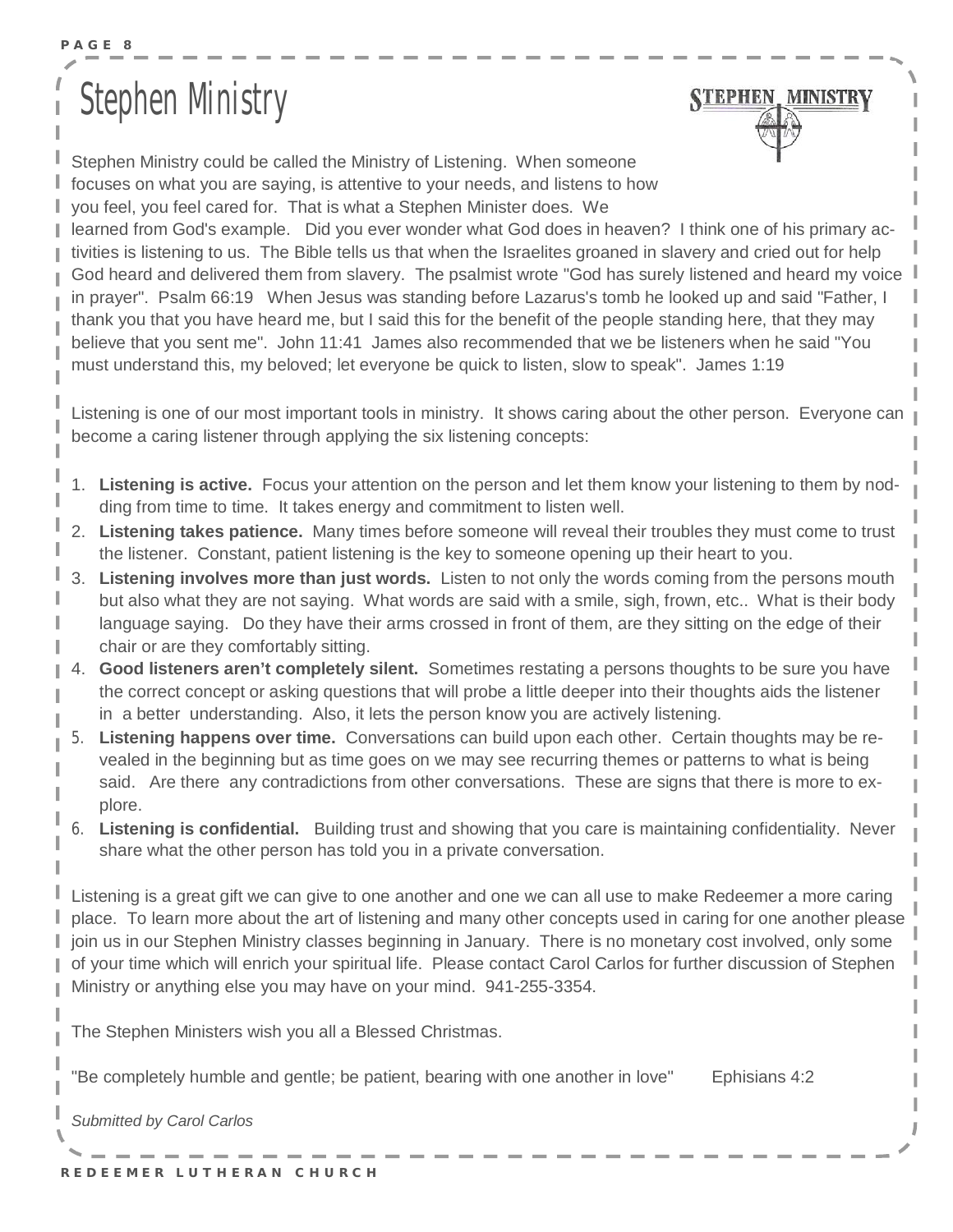# Stephen Ministry

Stephen Ministry could be called the Ministry of Listening. When someone focuses on what you are saying, is attentive to your needs, and listens to how you feel, you feel cared for. That is what a Stephen Minister does. We learned from God's example. Did you ever wonder what God does in heaven? I think one of his primary activities is listening to us. The Bible tells us that when the Israelites groaned in slavery and cried out for help God heard and delivered them from slavery. The psalmist wrote "God has surely listened and heard my voice in prayer". Psalm 66:19 When Jesus was standing before Lazarus's tomb he looked up and said "Father, I thank you that you have heard me, but I said this for the benefit of the people standing here, that they may believe that you sent me". John 11:41 James also recommended that we be listeners when he said "You must understand this, my beloved; let everyone be quick to listen, slow to speak". James 1:19

Listening is one of our most important tools in ministry. It shows caring about the other person. Everyone can become a caring listener through applying the six listening concepts:

1. **Listening is active.** Focus your attention on the person and let them know your listening to them by nodding from time to time. It takes energy and commitment to listen well.
2. **Listening takes patience.** Many times before someone will reveal their troubles they must come to trust the listener. Constant, patient listening is the key to someone opening up their heart to you.
3. **Listening involves more than just words.** Listen to not only the words coming from the persons mouth but also what they are not saying. What words are said with a smile, sigh, frown, etc.. What is their body language saying. Do they have their arms crossed in front of them, are they sitting on the edge of their chair or are they comfortably sitting.
4. **Good listeners aren't completely silent.** Sometimes restating a persons thoughts to be sure you have the correct concept or asking questions that will probe a little deeper into their thoughts aids the listener in a better understanding. Also, it lets the person know you are actively listening.
5. **Listening happens over time.** Conversations can build upon each other. Certain thoughts may be revealed in the beginning but as time goes on we may see recurring themes or patterns to what is being said. Are there any contradictions from other conversations. These are signs that there is more to explore.
6. **Listening is confidential.** Building trust and showing that you care is maintaining confidentiality. Never share what the other person has told you in a private conversation.

Listening is a great gift we can give to one another and one we can all use to make Redeemer a more caring place. To learn more about the art of listening and many other concepts used in caring for one another please join us in our Stephen Ministry classes beginning in January. There is no monetary cost involved, only some of your time which will enrich your spiritual life. Please contact Carol Carlos for further discussion of Stephen Ministry or anything else you may have on your mind. 941-255-3354.

The Stephen Ministers wish you all a Blessed Christmas.

"Be completely humble and gentle; be patient, bearing with one another in love" Ephisians 4:2

*Submitted by Carol Carlos*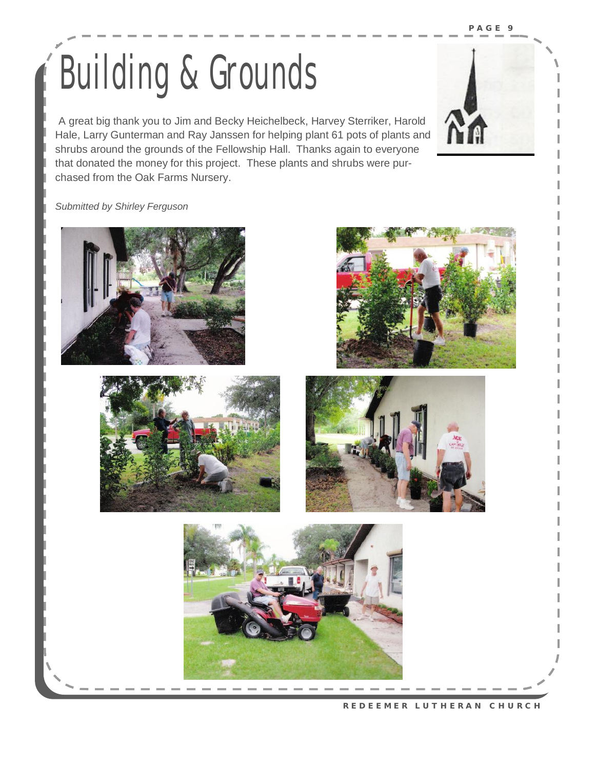# Building & Grounds

A great big thank you to Jim and Becky Heichelbeck, Harvey Sterriker, Harold Hale, Larry Gunterman and Ray Janssen for helping plant 61 pots of plants and shrubs around the grounds of the Fellowship Hall. Thanks again to everyone that donated the money for this project. These plants and shrubs were purchased from the Oak Farms Nursery.

*Submitted by Shirley Ferguson*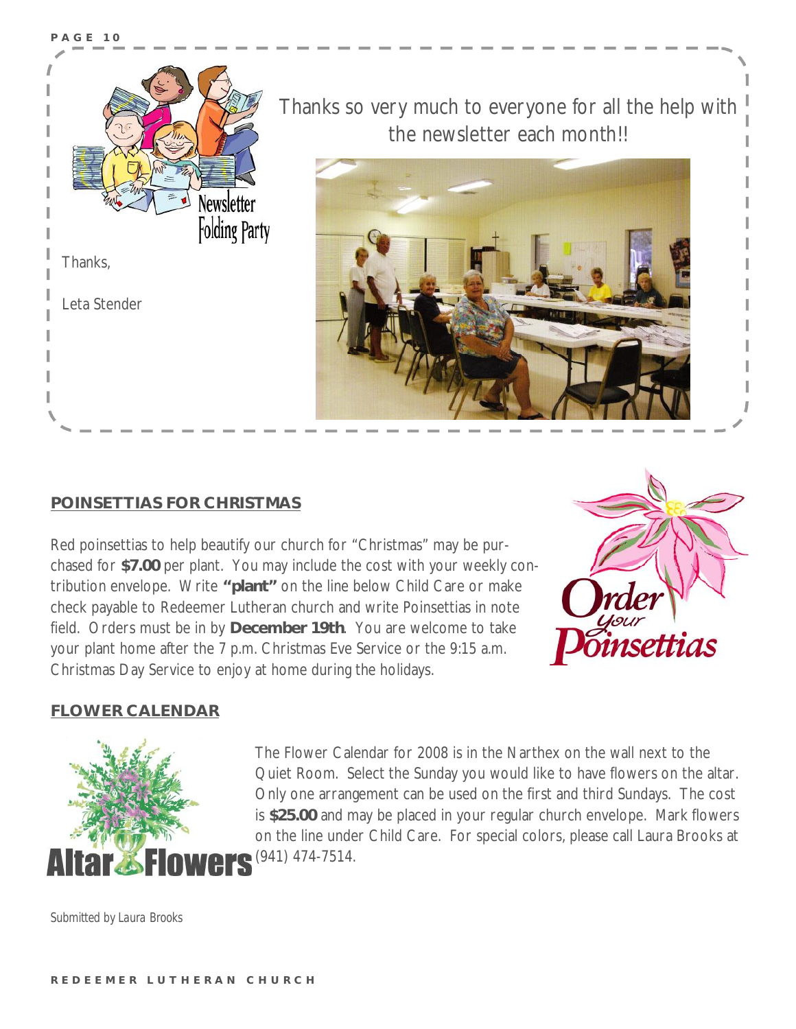Thanks so very much to everyone for all the help with the newsletter each month!!

Thanks,

Leta Stender

## POINSETTIAS FOR CHRISTMAS

Red poinsettias to help beautify our church for "Christmas" may be purchased for **$7.00** per plant. You may include the cost with your weekly contribution envelope. Write **"plant"** on the line below Child Care or make check payable to Redeemer Lutheran church and write Poinsettias in note field. Orders must be in by **December 19th**. You are welcome to take your plant home after the 7 p.m. Christmas Eve Service or the 9:15 a.m. Christmas Day Service to enjoy at home during the holidays.

## FLOWER CALENDAR

The Flower Calendar for 2008 is in the Narthex on the wall next to the Quiet Room. Select the Sunday you would like to have flowers on the altar. Only one arrangement can be used on the first and third Sundays. The cost is **$25.00** and may be placed in your regular church envelope. Mark flowers on the line under Child Care. For special colors, please call Laura Brooks at (941) 474-7514.

*Submitted by Laura Brooks*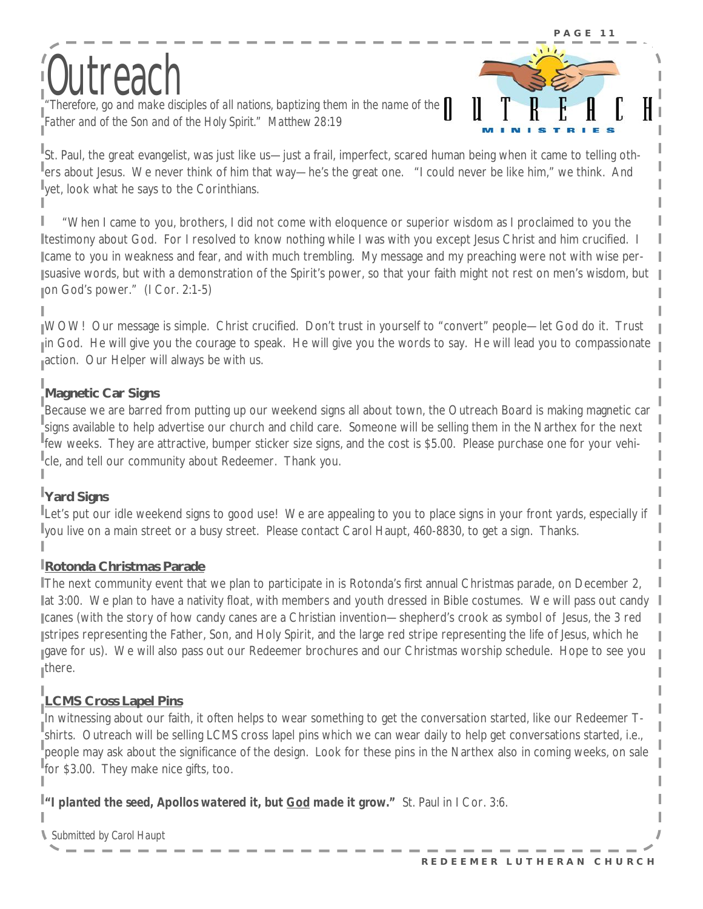# Outreach

*"Therefore, go and make disciples of all nations, baptizing them in the name of the Father and of the Son and of the Holy Spirit." Matthew 28:19*

OUTREACH MINISTRIES

St. Paul, the great evangelist, was just like us—just a frail, imperfect, scared human being when it came to telling others about Jesus. We never think of him that way—he's the great one. "I could never be like him," we think. And yet, look what he says to the Corinthians.

"When I came to you, brothers, I did not come with eloquence or superior wisdom as I proclaimed to you the testimony about God. For I resolved to know nothing while I was with you except Jesus Christ and him crucified. I came to you in weakness and fear, and with much trembling. My message and my preaching were not with wise persuasive words, but with a demonstration of the Spirit's power, so that your faith might not rest on men's wisdom, but on God's power." (I Cor. 2:1-5)

WOW! Our message is simple. Christ crucified. Don't trust in yourself to "convert" people—let God do it. Trust in God. He will give you the courage to speak. He will give you the words to say. He will lead you to compassionate action. Our Helper will always be with us.

### Magnetic Car Signs

Because we are barred from putting up our weekend signs all about town, the Outreach Board is making magnetic car signs available to help advertise our church and child care. Someone will be selling them in the Narthex for the next few weeks. They are attractive, bumper sticker size signs, and the cost is $5.00. Please purchase one for your vehicle, and tell our community about Redeemer. Thank you.

### Yard Signs

Let's put our idle weekend signs to good use! We are appealing to you to place signs in your front yards, especially if you live on a main street or a busy street. Please contact Carol Haupt, 460-8830, to get a sign. Thanks.

### Rotonda Christmas Parade

The next community event that we plan to participate in is Rotonda's first annual Christmas parade, on December 2, at 3:00. We plan to have a nativity float, with members and youth dressed in Bible costumes. We will pass out candy canes (with the story of how candy canes are a Christian invention—shepherd's crook as symbol of Jesus, the 3 red stripes representing the Father, Son, and Holy Spirit, and the large red stripe representing the life of Jesus, which he gave for us). We will also pass out our Redeemer brochures and our Christmas worship schedule. Hope to see you there.

### LCMS Cross Lapel Pins

In witnessing about our faith, it often helps to wear something to get the conversation started, like our Redeemer T-shirts. Outreach will be selling LCMS cross lapel pins which we can wear daily to help get conversations started, i.e., people may ask about the significance of the design. Look for these pins in the Narthex also in coming weeks, on sale for $3.00. They make nice gifts, too.

***"I planted the seed, Apollos watered it, but God made it grow."*** St. Paul in I Cor. 3:6.

*Submitted by Carol Haupt*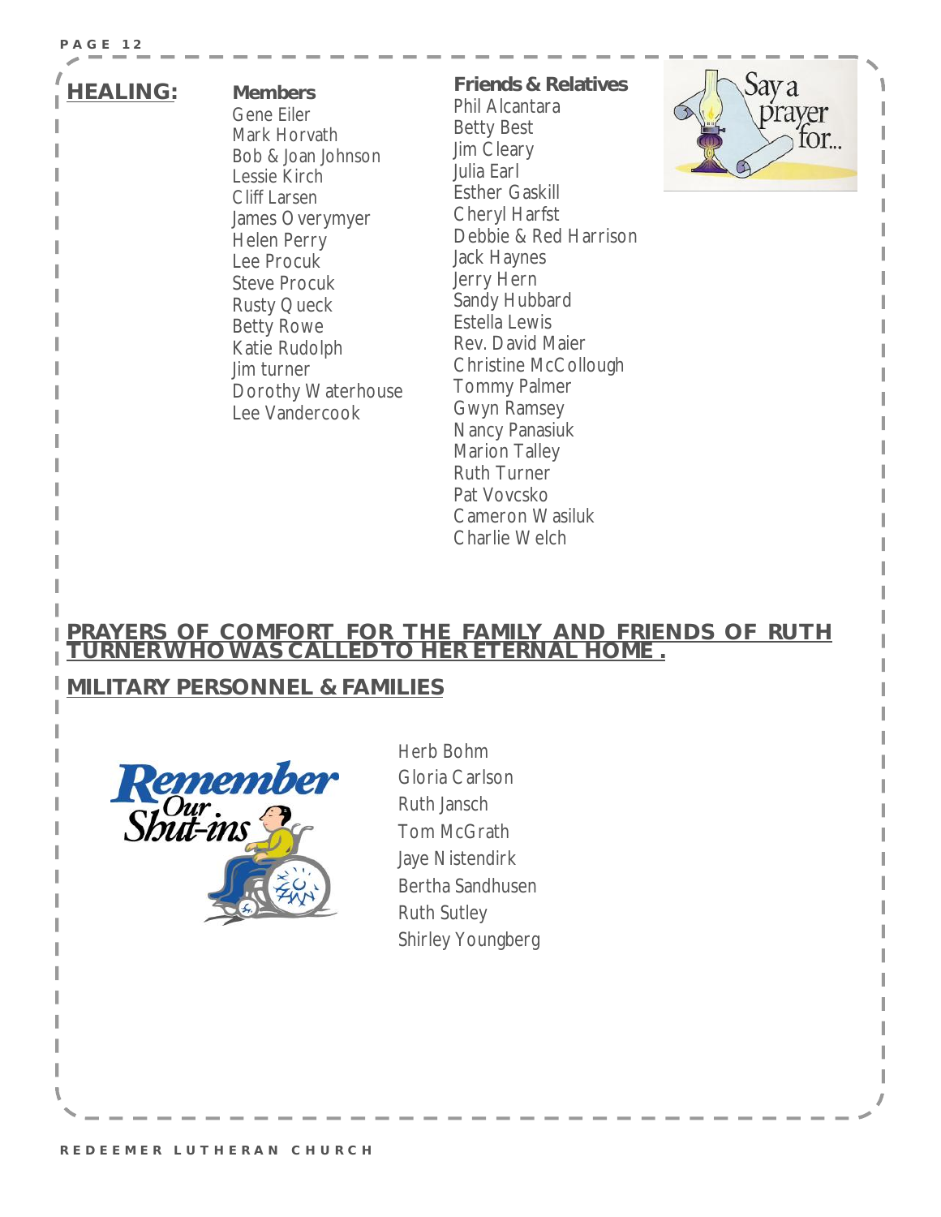## HEALING:

**Members**

Gene Eiler
Mark Horvath
Bob & Joan Johnson
Lessie Kirch
Cliff Larsen
James Overymyer
Helen Perry
Lee Procuk
Steve Procuk
Rusty Queck
Betty Rowe
Katie Rudolph
Jim turner
Dorothy Waterhouse
Lee Vandercook

**Friends & Relatives**

Phil Alcantara
Betty Best
Jim Cleary
Julia Earl
Esther Gaskill
Cheryl Harfst
Debbie & Red Harrison
Jack Haynes
Jerry Hern
Sandy Hubbard
Estella Lewis
Rev. David Maier
Christine McCollough
Tommy Palmer
Gwyn Ramsey
Nancy Panasiuk
Marion Talley
Ruth Turner
Pat Vovcsko
Cameron Wasiluk
Charlie Welch

Say a prayer for...

## PRAYERS OF COMFORT FOR THE FAMILY AND FRIENDS OF RUTH TURNER WHO WAS CALLED TO HER ETERNAL HOME .

## MILITARY PERSONNEL & FAMILIES

Remember Our Shut-ins

Herb Bohm
Gloria Carlson
Ruth Jansch
Tom McGrath
Jaye Nistendirk
Bertha Sandhusen
Ruth Sutley
Shirley Youngberg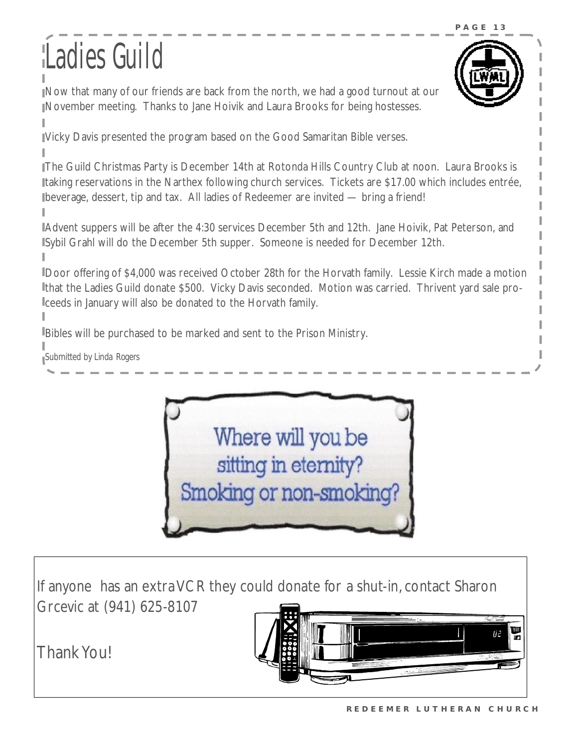# Ladies Guild

Now that many of our friends are back from the north, we had a good turnout at our November meeting. Thanks to Jane Hoivik and Laura Brooks for being hostesses.

Vicky Davis presented the program based on the Good Samaritan Bible verses.

The Guild Christmas Party is December 14th at Rotonda Hills Country Club at noon. Laura Brooks is taking reservations in the Narthex following church services. Tickets are $17.00 which includes entrée, beverage, dessert, tip and tax. All ladies of Redeemer are invited — bring a friend!

Advent suppers will be after the 4:30 services December 5th and 12th. Jane Hoivik, Pat Peterson, and Sybil Grahl will do the December 5th supper. Someone is needed for December 12th.

Door offering of $4,000 was received October 28th for the Horvath family. Lessie Kirch made a motion that the Ladies Guild donate $500. Vicky Davis seconded. Motion was carried. Thrivent yard sale proceeds in January will also be donated to the Horvath family.

Bibles will be purchased to be marked and sent to the Prison Ministry.

*Submitted by Linda Rogers*

Where will you be sitting in eternity? Smoking or non-smoking?

If anyone has an extra VCR they could donate for a shut-in, contact Sharon Grcevic at (941) 625-8107

Thank You!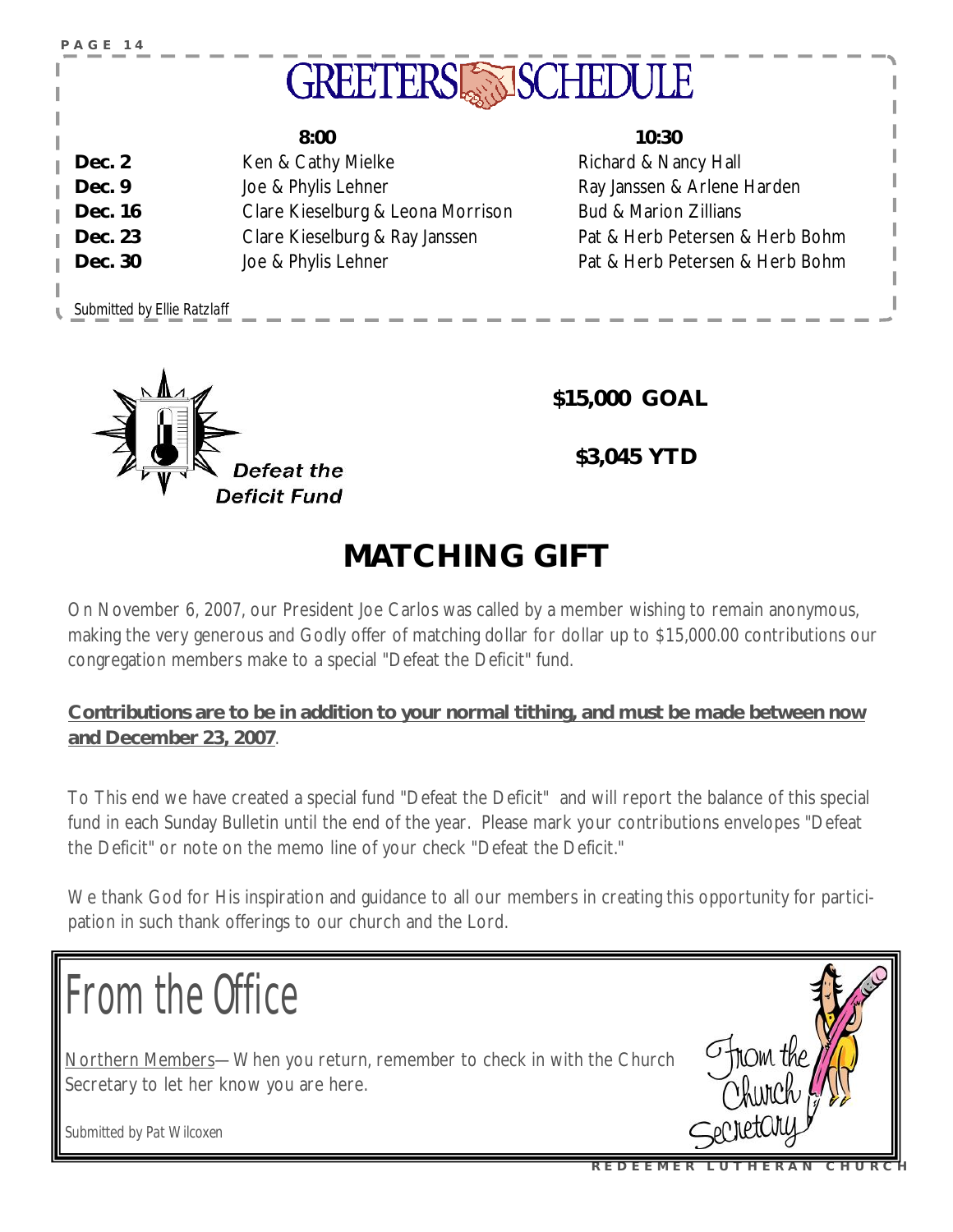# GREETERS SCHEDULE

| | 8:00 | 10:30 |
|---|---|---|
| **Dec. 2** | Ken & Cathy Mielke | Richard & Nancy Hall |
| **Dec. 9** | Joe & Phylis Lehner | Ray Janssen & Arlene Harden |
| **Dec. 16** | Clare Kieselburg & Leona Morrison | Bud & Marion Zillians |
| **Dec. 23** | Clare Kieselburg & Ray Janssen | Pat & Herb Petersen & Herb Bohm |
| **Dec. 30** | Joe & Phylis Lehner | Pat & Herb Petersen & Herb Bohm |

*Submitted by Ellie Ratzlaff*

***Defeat the Deficit Fund***

**$15,000 GOAL**

**$3,045 YTD**

# MATCHING GIFT

On November 6, 2007, our President Joe Carlos was called by a member wishing to remain anonymous, making the very generous and Godly offer of matching dollar for dollar up to $15,000.00 contributions our congregation members make to a special "Defeat the Deficit" fund.

**Contributions are to be in addition to your normal tithing, and must be made between now and December 23, 2007**.

To This end we have created a special fund "Defeat the Deficit" and will report the balance of this special fund in each Sunday Bulletin until the end of the year. Please mark your contributions envelopes "Defeat the Deficit" or note on the memo line of your check "Defeat the Deficit."

We thank God for His inspiration and guidance to all our members in creating this opportunity for participation in such thank offerings to our church and the Lord.

# From the Office

Northern Members—When you return, remember to check in with the Church Secretary to let her know you are here.

*Submitted by Pat Wilcoxen*

From the Church Secretary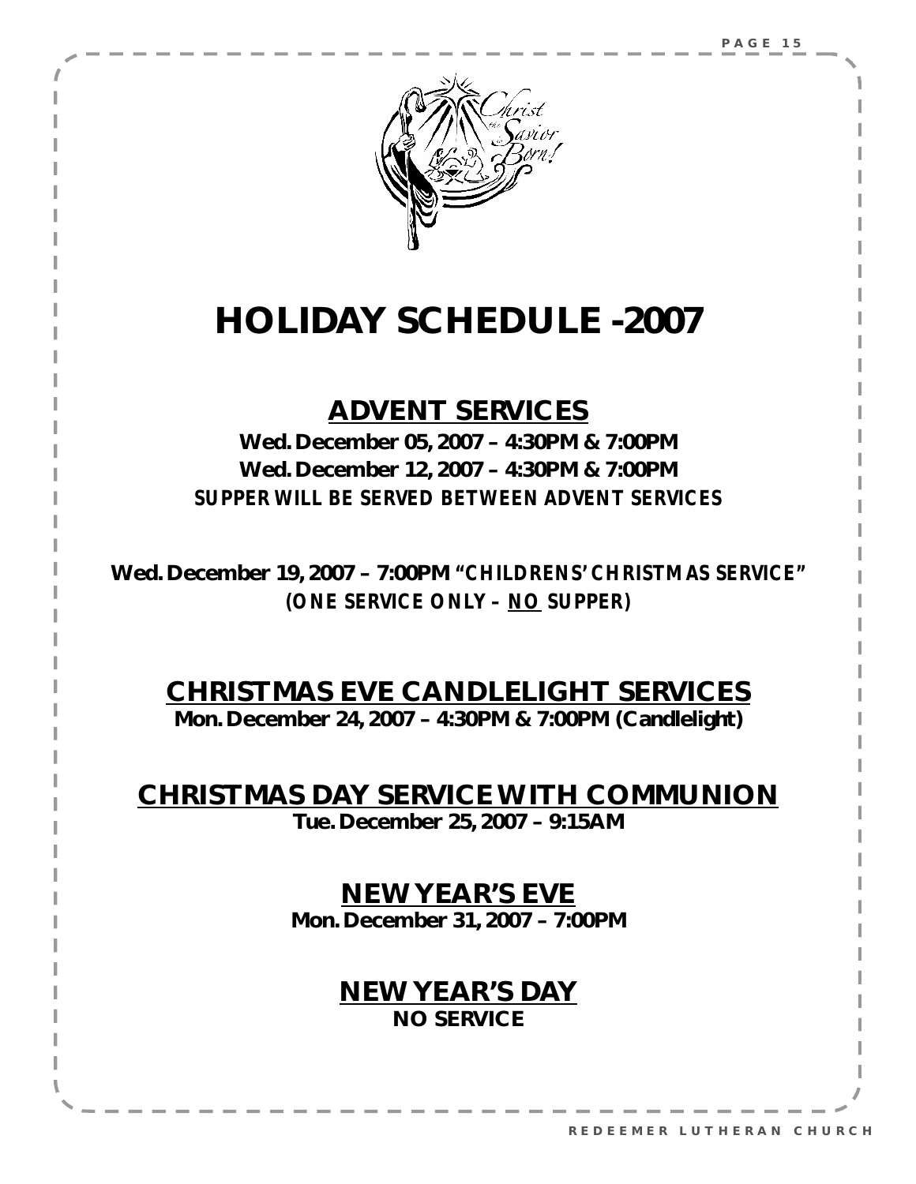# HOLIDAY SCHEDULE -2007

## ADVENT SERVICES

**Wed. December 05, 2007 – 4:30PM & 7:00PM**

**Wed. December 12, 2007 – 4:30PM & 7:00PM**

***SUPPER WILL BE SERVED BETWEEN ADVENT SERVICES***

**Wed. December 19, 2007 – 7:00PM *"CHILDRENS' CHRISTMAS SERVICE"***

***(ONE SERVICE ONLY – NO SUPPER)***

## CHRISTMAS EVE CANDLELIGHT SERVICES

**Mon. December 24, 2007 – 4:30PM & 7:00PM (Candlelight)**

## CHRISTMAS DAY SERVICE WITH COMMUNION

**Tue. December 25, 2007 – 9:15AM**

## NEW YEAR'S EVE

**Mon. December 31, 2007 – 7:00PM**

## NEW YEAR'S DAY

**NO SERVICE**